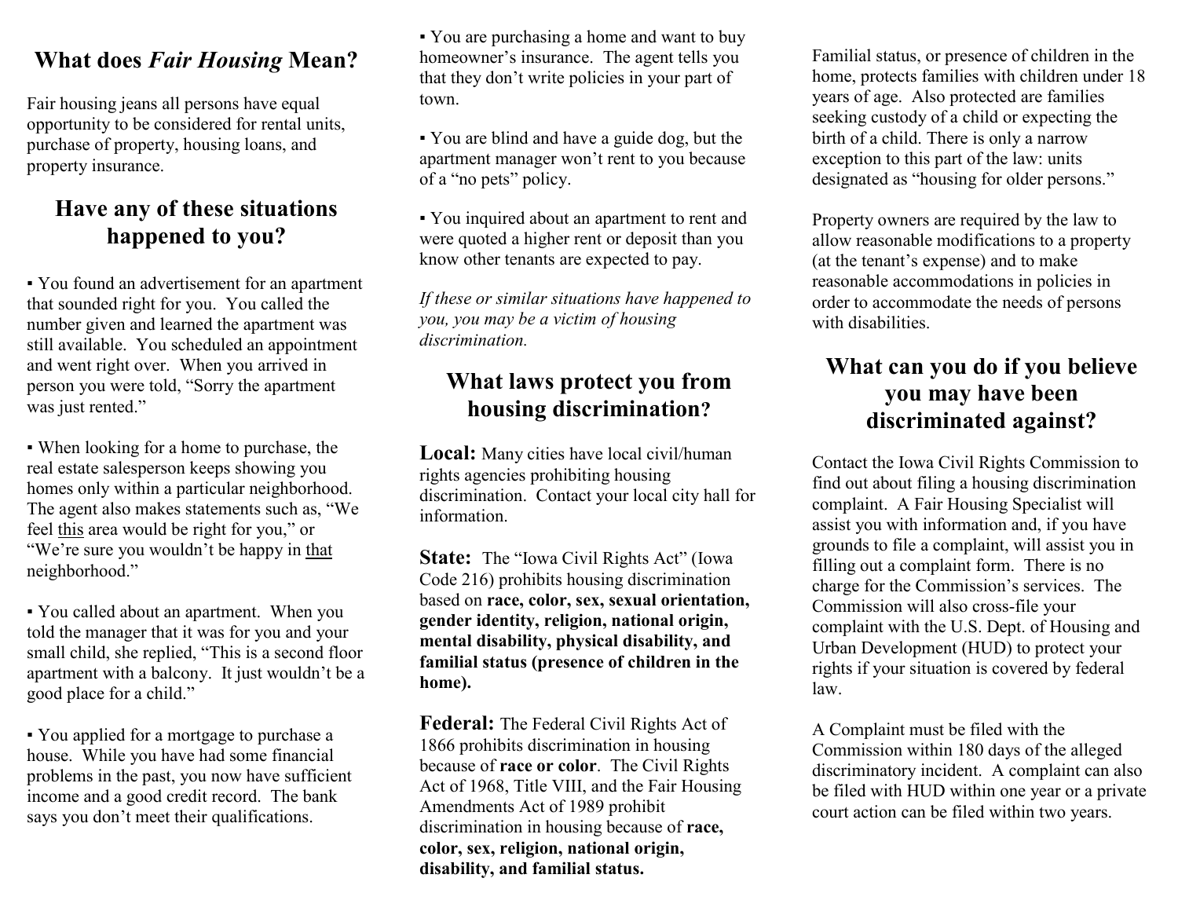## What does *Fair Housing* Mean?

Fair housing jeans all persons have equal opportunity to be considered for rental units, purchase of property, housing loans, and property insurance.

## Have any of these situations happened to you?

▪ You found an advertisement for an apartment that sounded right for you. You called the number given and learned the apartment was still available. You scheduled an appointment and went right over. When you arrived in person you were told, "Sorry the apartment was just rented."

▪ When looking for a home to purchase, the real estate salesperson keeps showing you homes only within a particular neighborhood. The agent also makes statements such as, "We feel <u>this</u> area would be right for you," or "We're sure you wouldn't be happy in <u>that</u> neighborhood."

▪ You called about an apartment. When you told the manager that it was for you and your small child, she replied, "This is a second floor apartment with a balcony. It just wouldn't be a good place for a child."

▪ You applied for a mortgage to purchase a house. While you have had some financial problems in the past, you now have sufficient income and a good credit record. The bank says you don't meet their qualifications.

▪ You are purchasing a home and want to buy homeowner's insurance. The agent tells you that they don't write policies in your part of town.

▪ You are blind and have a guide dog, but the apartment manager won't rent to you because of a "no pets" policy.

▪ You inquired about an apartment to rent and were quoted a higher rent or deposit than you know other tenants are expected to pay.

*If these or similar situations have happened to you, you may be a victim of housing discrimination.*

## What laws protect you from housing discrimination?

**Local:** Many cities have local civil/human rights agencies prohibiting housing discrimination. Contact your local city hall for information.

**State:** The "Iowa Civil Rights Act" (Iowa Code 216) prohibits housing discrimination based on **race, color, sex, sexual orientation, gender identity, religion, national origin, mental disability, physical disability, and familial status (presence of children in the home).**

**Federal:** The Federal Civil Rights Act of 1866 prohibits discrimination in housing because of **race or color**. The Civil Rights Act of 1968, Title VIII, and the Fair Housing Amendments Act of 1989 prohibit discrimination in housing because of **race, color, sex, religion, national origin, disability, and familial status.**

Familial status, or presence of children in the home, protects families with children under 18 years of age. Also protected are families seeking custody of a child or expecting the birth of a child. There is only a narrow exception to this part of the law: units designated as "housing for older persons."

Property owners are required by the law to allow reasonable modifications to a property (at the tenant's expense) and to make reasonable accommodations in policies in order to accommodate the needs of persons with disabilities.

## What can you do if you believe you may have been discriminated against?

Contact the Iowa Civil Rights Commission to find out about filing a housing discrimination complaint. A Fair Housing Specialist will assist you with information and, if you have grounds to file a complaint, will assist you in filling out a complaint form. There is no charge for the Commission's services. The Commission will also cross-file your complaint with the U.S. Dept. of Housing and Urban Development (HUD) to protect your rights if your situation is covered by federal law.

A Complaint must be filed with the Commission within 180 days of the alleged discriminatory incident. A complaint can also be filed with HUD within one year or a private court action can be filed within two years.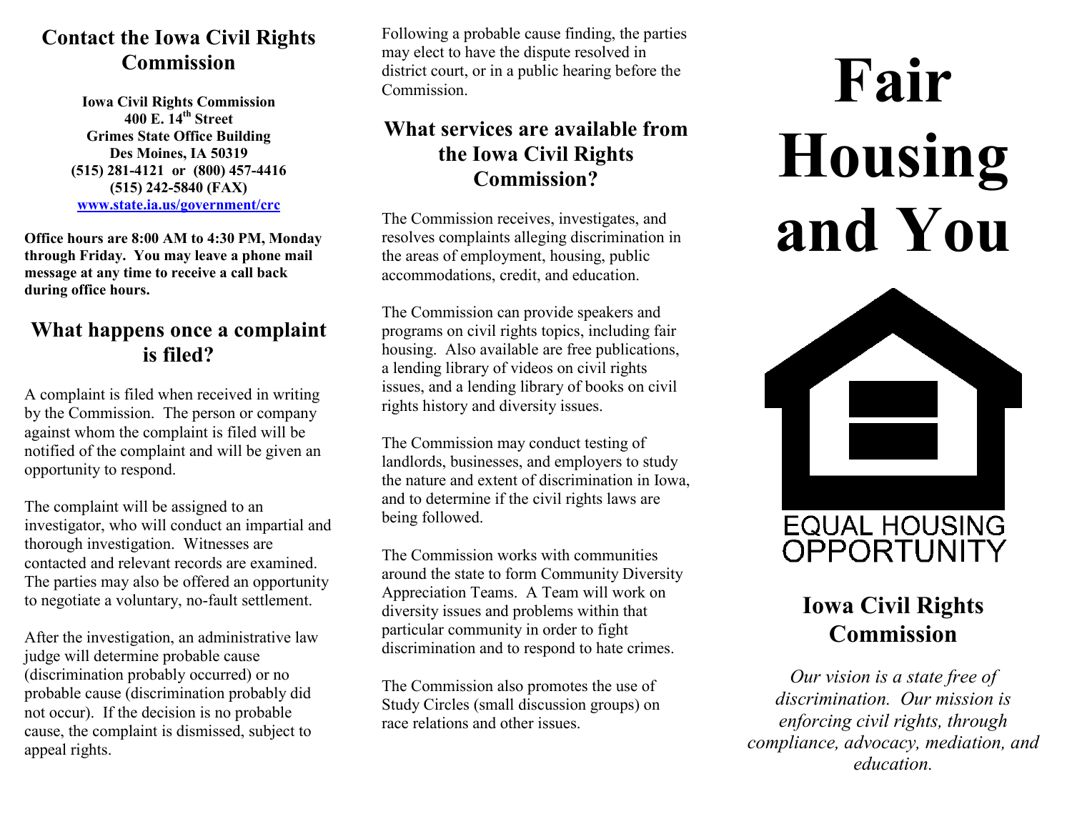## Contact the Iowa Civil Rights Commission

**Iowa Civil Rights Commission**
**400 E. 14th Street**
**Grimes State Office Building**
**Des Moines, IA 50319**
**(515) 281-4121 or (800) 457-4416**
**(515) 242-5840 (FAX)**
**www.state.ia.us/government/crc**

**Office hours are 8:00 AM to 4:30 PM, Monday through Friday. You may leave a phone mail message at any time to receive a call back during office hours.**

## What happens once a complaint is filed?

A complaint is filed when received in writing by the Commission. The person or company against whom the complaint is filed will be notified of the complaint and will be given an opportunity to respond.

The complaint will be assigned to an investigator, who will conduct an impartial and thorough investigation. Witnesses are contacted and relevant records are examined. The parties may also be offered an opportunity to negotiate a voluntary, no-fault settlement.

After the investigation, an administrative law judge will determine probable cause (discrimination probably occurred) or no probable cause (discrimination probably did not occur). If the decision is no probable cause, the complaint is dismissed, subject to appeal rights.

Following a probable cause finding, the parties may elect to have the dispute resolved in district court, or in a public hearing before the Commission.

## What services are available from the Iowa Civil Rights Commission?

The Commission receives, investigates, and resolves complaints alleging discrimination in the areas of employment, housing, public accommodations, credit, and education.

The Commission can provide speakers and programs on civil rights topics, including fair housing. Also available are free publications, a lending library of videos on civil rights issues, and a lending library of books on civil rights history and diversity issues.

The Commission may conduct testing of landlords, businesses, and employers to study the nature and extent of discrimination in Iowa, and to determine if the civil rights laws are being followed.

The Commission works with communities around the state to form Community Diversity Appreciation Teams. A Team will work on diversity issues and problems within that particular community in order to fight discrimination and to respond to hate crimes.

The Commission also promotes the use of Study Circles (small discussion groups) on race relations and other issues.

# Fair Housing and You

EQUAL HOUSING OPPORTUNITY

## Iowa Civil Rights Commission

*Our vision is a state free of discrimination. Our mission is enforcing civil rights, through compliance, advocacy, mediation, and education.*